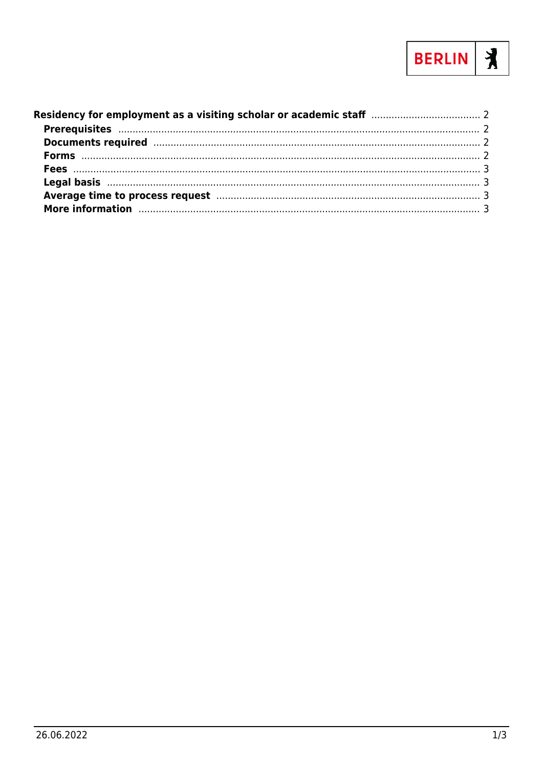BERLIN

- **Residency for employment as a visiting scholar or academic staff** ..... 2
  - **Prerequisites** ..... 2
  - **Documents required** ..... 2
  - **Forms** ..... 2
  - **Fees** ..... 3
  - **Legal basis** ..... 3
  - **Average time to process request** ..... 3
  - **More information** ..... 3

26.06.2022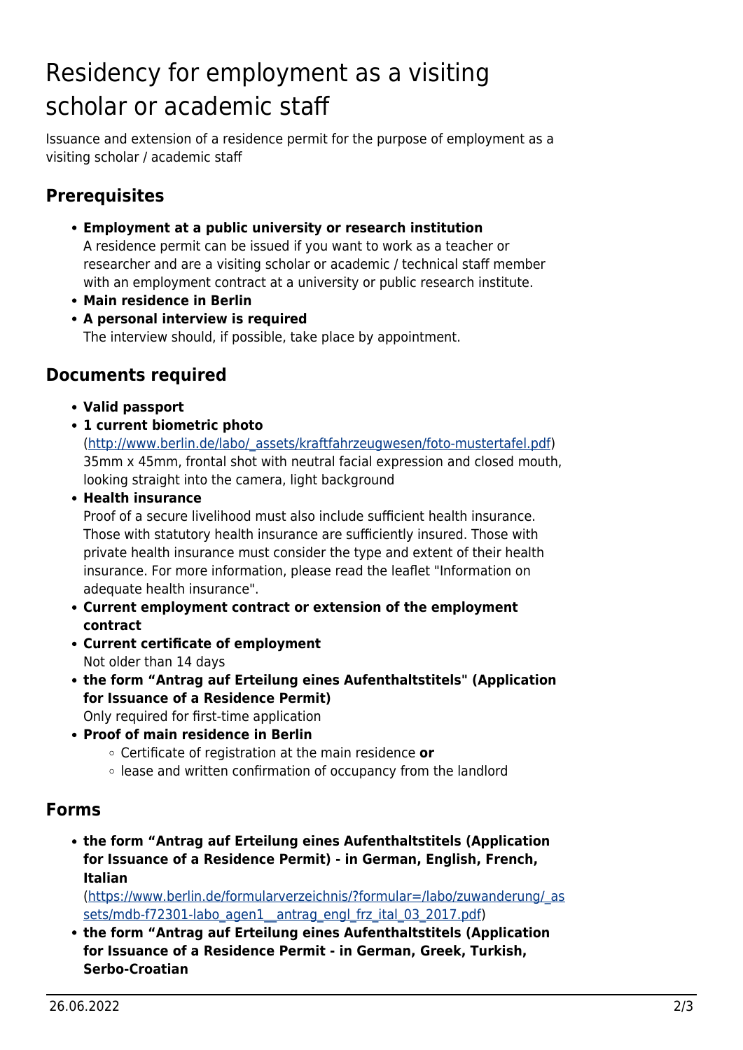# Residency for employment as a visiting scholar or academic staff

Issuance and extension of a residence permit for the purpose of employment as a visiting scholar / academic staff

## Prerequisites

- **Employment at a public university or research institution**
  A residence permit can be issued if you want to work as a teacher or researcher and are a visiting scholar or academic / technical staff member with an employment contract at a university or public research institute.
- **Main residence in Berlin**
- **A personal interview is required**
  The interview should, if possible, take place by appointment.

## Documents required

- **Valid passport**
- **1 current biometric photo**
  ([http://www.berlin.de/labo/_assets/kraftfahrzeugwesen/foto-mustertafel.pdf](http://www.berlin.de/labo/_assets/kraftfahrzeugwesen/foto-mustertafel.pdf))
  35mm x 45mm, frontal shot with neutral facial expression and closed mouth, looking straight into the camera, light background
- **Health insurance**
  Proof of a secure livelihood must also include sufficient health insurance. Those with statutory health insurance are sufficiently insured. Those with private health insurance must consider the type and extent of their health insurance. For more information, please read the leaflet "Information on adequate health insurance".
- **Current employment contract or extension of the employment contract**
- **Current certificate of employment**
  Not older than 14 days
- **the form "Antrag auf Erteilung eines Aufenthaltstitels" (Application for Issuance of a Residence Permit)**
  Only required for first-time application
- **Proof of main residence in Berlin**
  - Certificate of registration at the main residence **or**
  - lease and written confirmation of occupancy from the landlord

## Forms

- **the form "Antrag auf Erteilung eines Aufenthaltstitels (Application for Issuance of a Residence Permit) - in German, English, French, Italian**
  ([https://www.berlin.de/formularverzeichnis/?formular=/labo/zuwanderung/_assets/mdb-f72301-labo_agen1__antrag_engl_frz_ital_03_2017.pdf](https://www.berlin.de/formularverzeichnis/?formular=/labo/zuwanderung/_assets/mdb-f72301-labo_agen1__antrag_engl_frz_ital_03_2017.pdf))
- **the form "Antrag auf Erteilung eines Aufenthaltstitels (Application for Issuance of a Residence Permit - in German, Greek, Turkish, Serbo-Croatian**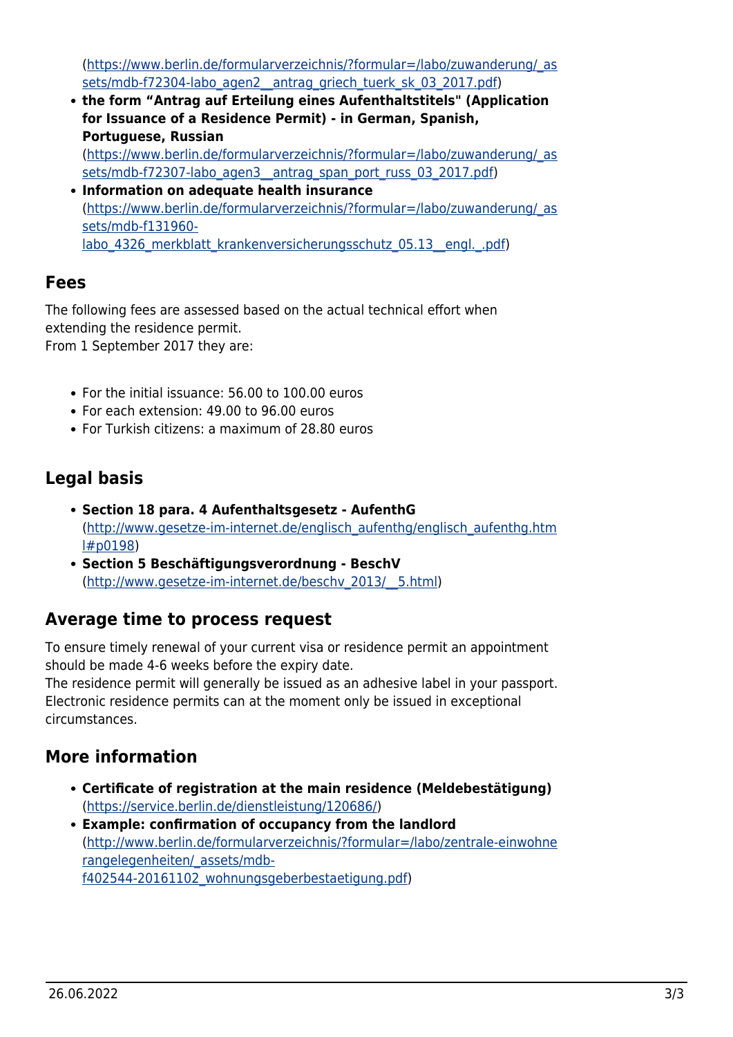(https://www.berlin.de/formularverzeichnis/?formular=/labo/zuwanderung/_assets/mdb-f72304-labo_agen2__antrag_griech_tuerk_sk_03_2017.pdf)

- **the form “Antrag auf Erteilung eines Aufenthaltstitels" (Application for Issuance of a Residence Permit) - in German, Spanish, Portuguese, Russian** (https://www.berlin.de/formularverzeichnis/?formular=/labo/zuwanderung/_assets/mdb-f72307-labo_agen3__antrag_span_port_russ_03_2017.pdf)
- **Information on adequate health insurance** (https://www.berlin.de/formularverzeichnis/?formular=/labo/zuwanderung/_assets/mdb-f131960-labo_4326_merkblatt_krankenversicherungsschutz_05.13__engl._.pdf)

## Fees

The following fees are assessed based on the actual technical effort when extending the residence permit.
From 1 September 2017 they are:

- For the initial issuance: 56.00 to 100.00 euros
- For each extension: 49.00 to 96.00 euros
- For Turkish citizens: a maximum of 28.80 euros

## Legal basis

- **Section 18 para. 4 Aufenthaltsgesetz - AufenthG** (http://www.gesetze-im-internet.de/englisch_aufenthg/englisch_aufenthg.html#p0198)
- **Section 5 Beschäftigungsverordnung - BeschV** (http://www.gesetze-im-internet.de/beschv_2013/__5.html)

## Average time to process request

To ensure timely renewal of your current visa or residence permit an appointment should be made 4-6 weeks before the expiry date.
The residence permit will generally be issued as an adhesive label in your passport. Electronic residence permits can at the moment only be issued in exceptional circumstances.

## More information

- **Certificate of registration at the main residence (Meldebestätigung)** (https://service.berlin.de/dienstleistung/120686/)
- **Example: confirmation of occupancy from the landlord** (http://www.berlin.de/formularverzeichnis/?formular=/labo/zentrale-einwohnerangelegenheiten/_assets/mdb-f402544-20161102_wohnungsgeberbestaetigung.pdf)